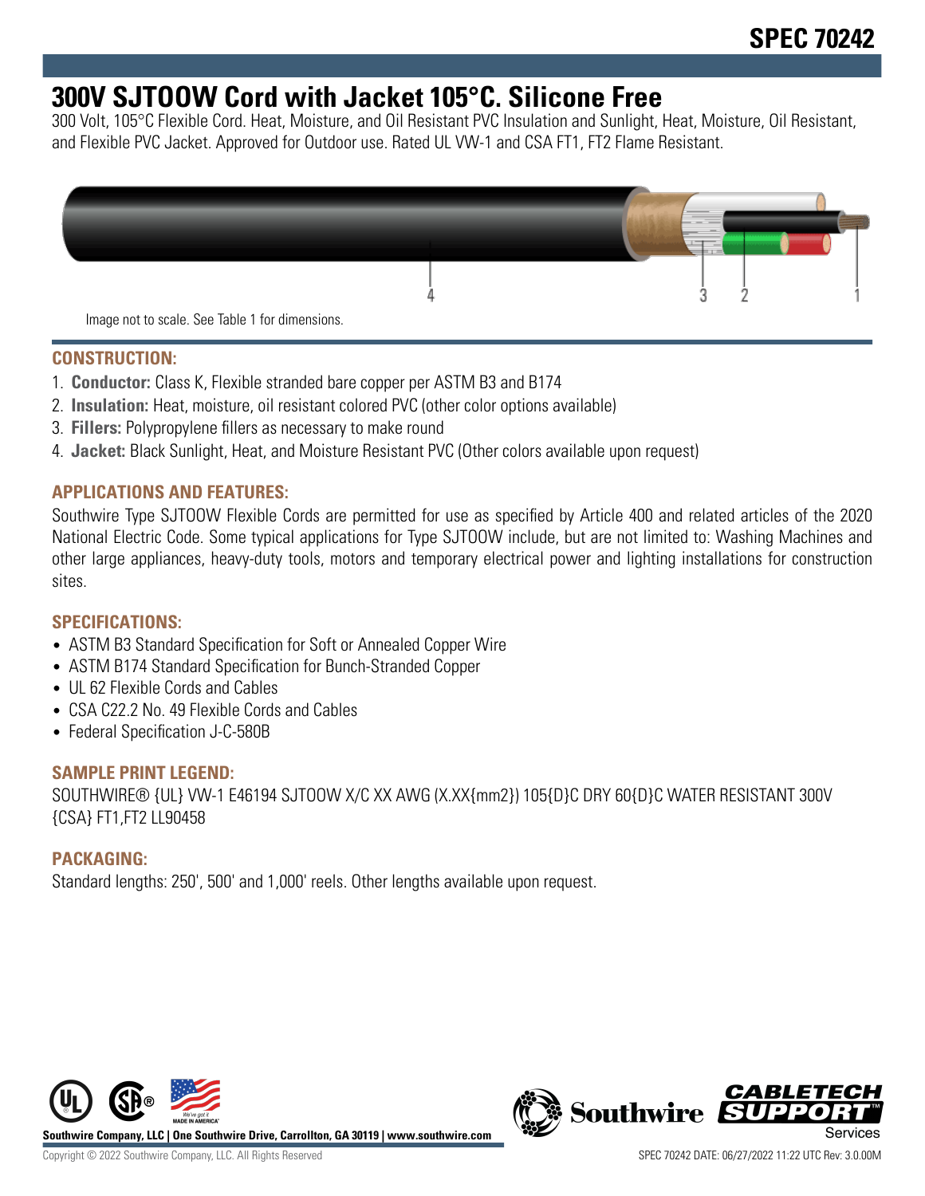# SPEC 70242

## 300V SJTOOW Cord with Jacket 105°C. Silicone Free

300 Volt, 105°C Flexible Cord. Heat, Moisture, and Oil Resistant PVC Insulation and Sunlight, Heat, Moisture, Oil Resistant, and Flexible PVC Jacket. Approved for Outdoor use. Rated UL VW-1 and CSA FT1, FT2 Flame Resistant.

4 3 2 1

Image not to scale. See Table 1 for dimensions.

### CONSTRUCTION:

1. **Conductor:** Class K, Flexible stranded bare copper per ASTM B3 and B174
2. **Insulation:** Heat, moisture, oil resistant colored PVC (other color options available)
3. **Fillers:** Polypropylene fillers as necessary to make round
4. **Jacket:** Black Sunlight, Heat, and Moisture Resistant PVC (Other colors available upon request)

### APPLICATIONS AND FEATURES:

Southwire Type SJTOOW Flexible Cords are permitted for use as specified by Article 400 and related articles of the 2020 National Electric Code. Some typical applications for Type SJTOOW include, but are not limited to: Washing Machines and other large appliances, heavy-duty tools, motors and temporary electrical power and lighting installations for construction sites.

### SPECIFICATIONS:

- ASTM B3 Standard Specification for Soft or Annealed Copper Wire
- ASTM B174 Standard Specification for Bunch-Stranded Copper
- UL 62 Flexible Cords and Cables
- CSA C22.2 No. 49 Flexible Cords and Cables
- Federal Specification J-C-580B

### SAMPLE PRINT LEGEND:

SOUTHWIRE® {UL} VW-1 E46194 SJTOOW X/C XX AWG (X.XX{mm2}) 105{D}C DRY 60{D}C WATER RESISTANT 300V {CSA} FT1,FT2 LL90458

### PACKAGING:

Standard lengths: 250', 500' and 1,000' reels. Other lengths available upon request.

Southwire Company, LLC | One Southwire Drive, Carrollton, GA 30119 | www.southwire.com

Copyright © 2022 Southwire Company, LLC. All Rights Reserved

SPEC 70242 DATE: 06/27/2022 11:22 UTC Rev: 3.0.00M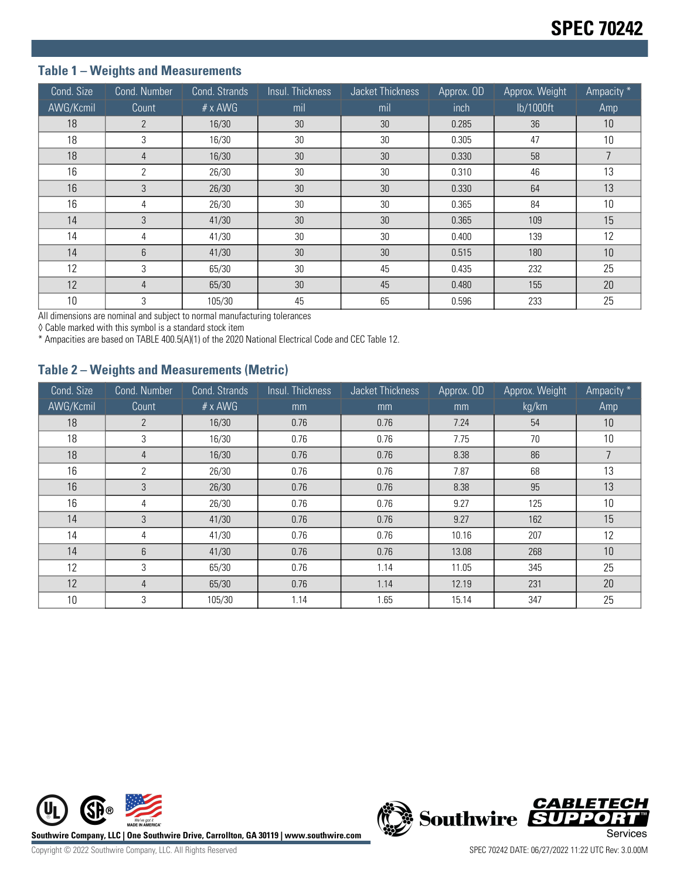## Table 1 – Weights and Measurements

| Cond. Size AWG/Kcmil | Cond. Number Count | Cond. Strands # x AWG | Insul. Thickness mil | Jacket Thickness mil | Approx. OD inch | Approx. Weight lb/1000ft | Ampacity * Amp |
|---|---|---|---|---|---|---|---|
| 18 | 2 | 16/30 | 30 | 30 | 0.285 | 36 | 10 |
| 18 | 3 | 16/30 | 30 | 30 | 0.305 | 47 | 10 |
| 18 | 4 | 16/30 | 30 | 30 | 0.330 | 58 | 7 |
| 16 | 2 | 26/30 | 30 | 30 | 0.310 | 46 | 13 |
| 16 | 3 | 26/30 | 30 | 30 | 0.330 | 64 | 13 |
| 16 | 4 | 26/30 | 30 | 30 | 0.365 | 84 | 10 |
| 14 | 3 | 41/30 | 30 | 30 | 0.365 | 109 | 15 |
| 14 | 4 | 41/30 | 30 | 30 | 0.400 | 139 | 12 |
| 14 | 6 | 41/30 | 30 | 30 | 0.515 | 180 | 10 |
| 12 | 3 | 65/30 | 30 | 45 | 0.435 | 232 | 25 |
| 12 | 4 | 65/30 | 30 | 45 | 0.480 | 155 | 20 |
| 10 | 3 | 105/30 | 45 | 65 | 0.596 | 233 | 25 |

All dimensions are nominal and subject to normal manufacturing tolerances

◊ Cable marked with this symbol is a standard stock item

* Ampacities are based on TABLE 400.5(A)(1) of the 2020 National Electrical Code and CEC Table 12.

## Table 2 – Weights and Measurements (Metric)

| Cond. Size AWG/Kcmil | Cond. Number Count | Cond. Strands # x AWG | Insul. Thickness mm | Jacket Thickness mm | Approx. OD mm | Approx. Weight kg/km | Ampacity * Amp |
|---|---|---|---|---|---|---|---|
| 18 | 2 | 16/30 | 0.76 | 0.76 | 7.24 | 54 | 10 |
| 18 | 3 | 16/30 | 0.76 | 0.76 | 7.75 | 70 | 10 |
| 18 | 4 | 16/30 | 0.76 | 0.76 | 8.38 | 86 | 7 |
| 16 | 2 | 26/30 | 0.76 | 0.76 | 7.87 | 68 | 13 |
| 16 | 3 | 26/30 | 0.76 | 0.76 | 8.38 | 95 | 13 |
| 16 | 4 | 26/30 | 0.76 | 0.76 | 9.27 | 125 | 10 |
| 14 | 3 | 41/30 | 0.76 | 0.76 | 9.27 | 162 | 15 |
| 14 | 4 | 41/30 | 0.76 | 0.76 | 10.16 | 207 | 12 |
| 14 | 6 | 41/30 | 0.76 | 0.76 | 13.08 | 268 | 10 |
| 12 | 3 | 65/30 | 0.76 | 1.14 | 11.05 | 345 | 25 |
| 12 | 4 | 65/30 | 0.76 | 1.14 | 12.19 | 231 | 20 |
| 10 | 3 | 105/30 | 1.14 | 1.65 | 15.14 | 347 | 25 |

Southwire Company, LLC | One Southwire Drive, Carrollton, GA 30119 | www.southwire.com

Copyright © 2022 Southwire Company, LLC. All Rights Reserved

SPEC 70242 DATE: 06/27/2022 11:22 UTC Rev: 3.0.00M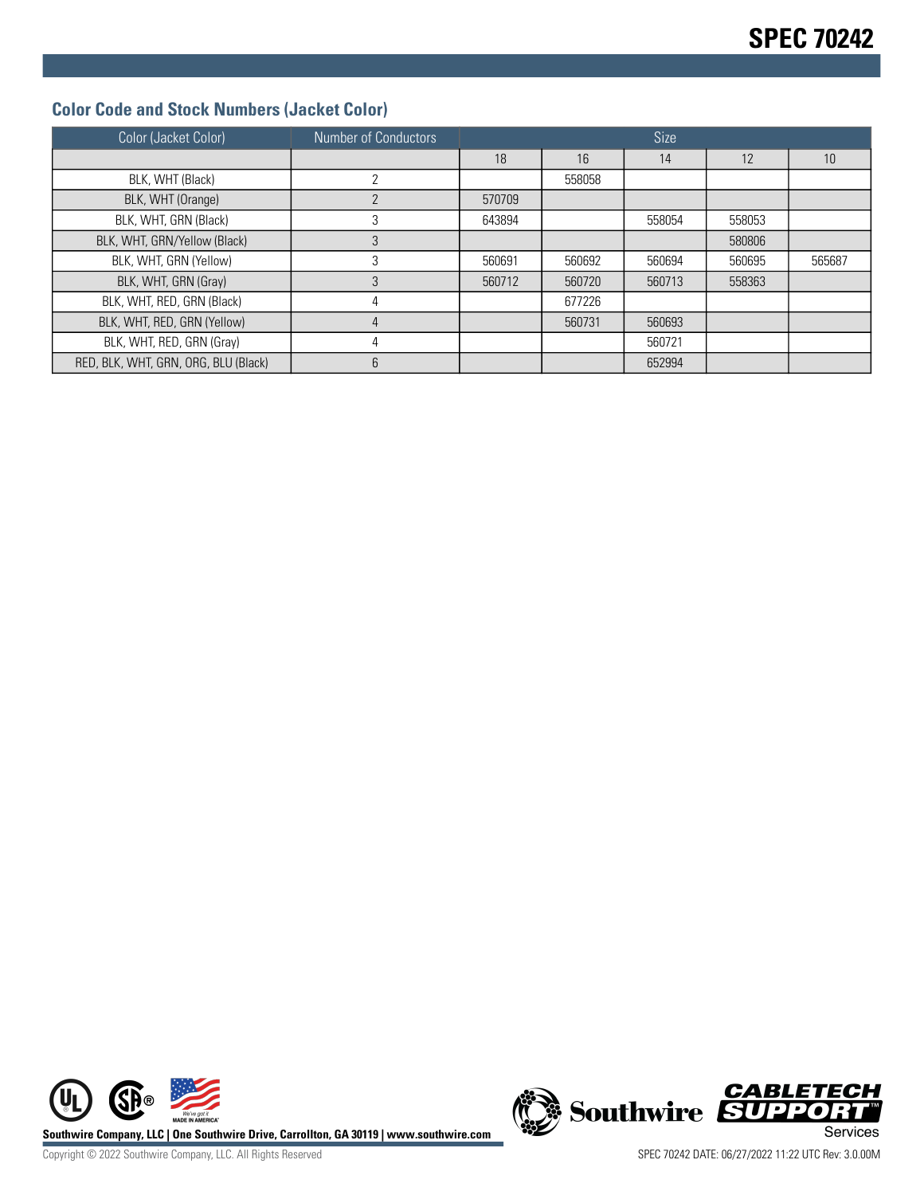## Color Code and Stock Numbers (Jacket Color)

| Color (Jacket Color) | Number of Conductors | Size | | | | |
|---|---|---|---|---|---|---|
| | | 18 | 16 | 14 | 12 | 10 |
| BLK, WHT (Black) | 2 | | 558058 | | | |
| BLK, WHT (Orange) | 2 | 570709 | | | | |
| BLK, WHT, GRN (Black) | 3 | 643894 | | 558054 | 558053 | |
| BLK, WHT, GRN/Yellow (Black) | 3 | | | | 580806 | |
| BLK, WHT, GRN (Yellow) | 3 | 560691 | 560692 | 560694 | 560695 | 565687 |
| BLK, WHT, GRN (Gray) | 3 | 560712 | 560720 | 560713 | 558363 | |
| BLK, WHT, RED, GRN (Black) | 4 | | 677226 | | | |
| BLK, WHT, RED, GRN (Yellow) | 4 | | 560731 | 560693 | | |
| BLK, WHT, RED, GRN (Gray) | 4 | | | 560721 | | |
| RED, BLK, WHT, GRN, ORG, BLU (Black) | 6 | | | 652994 | | |

Southwire Company, LLC | One Southwire Drive, Carrollton, GA 30119 | www.southwire.com

Copyright © 2022 Southwire Company, LLC. All Rights Reserved

SPEC 70242 DATE: 06/27/2022 11:22 UTC Rev: 3.0.00M